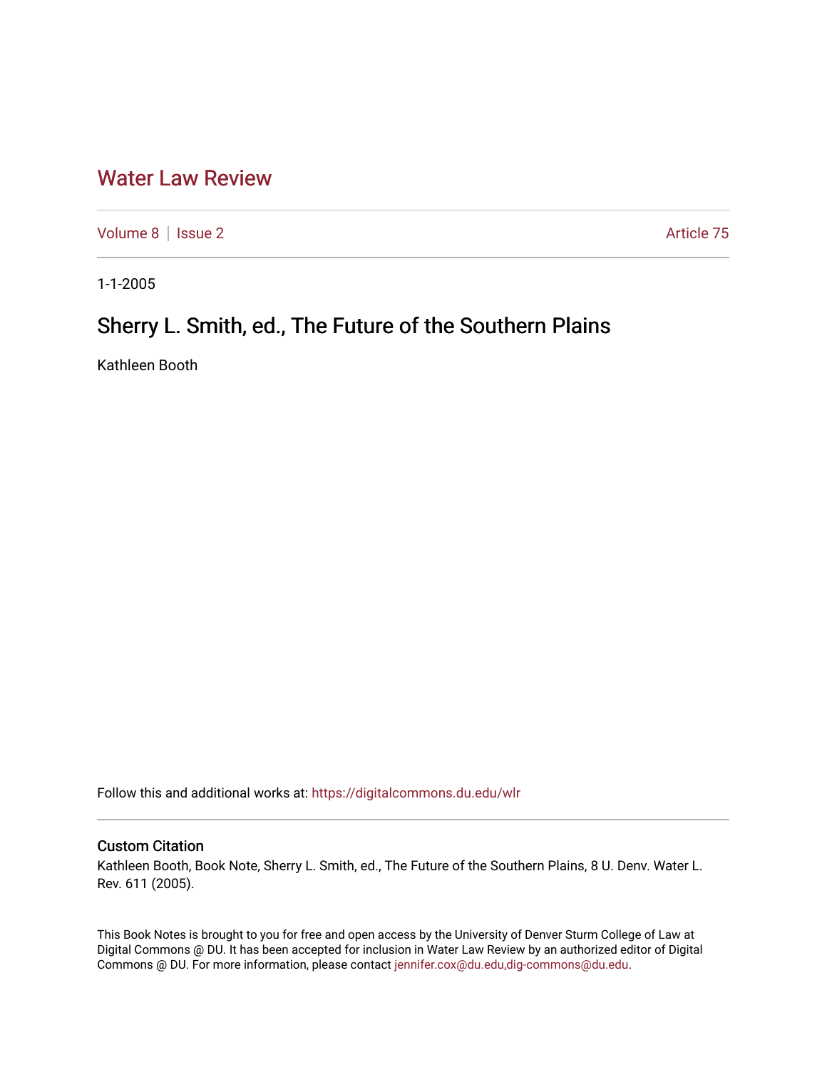# Water Law Review

Volume 8 | Issue 2 | Article 75

1-1-2005

## Sherry L. Smith, ed., The Future of the Southern Plains

Kathleen Booth

Follow this and additional works at: https://digitalcommons.du.edu/wlr

### Custom Citation

Kathleen Booth, Book Note, Sherry L. Smith, ed., The Future of the Southern Plains, 8 U. Denv. Water L. Rev. 611 (2005).

This Book Notes is brought to you for free and open access by the University of Denver Sturm College of Law at Digital Commons @ DU. It has been accepted for inclusion in Water Law Review by an authorized editor of Digital Commons @ DU. For more information, please contact jennifer.cox@du.edu,dig-commons@du.edu.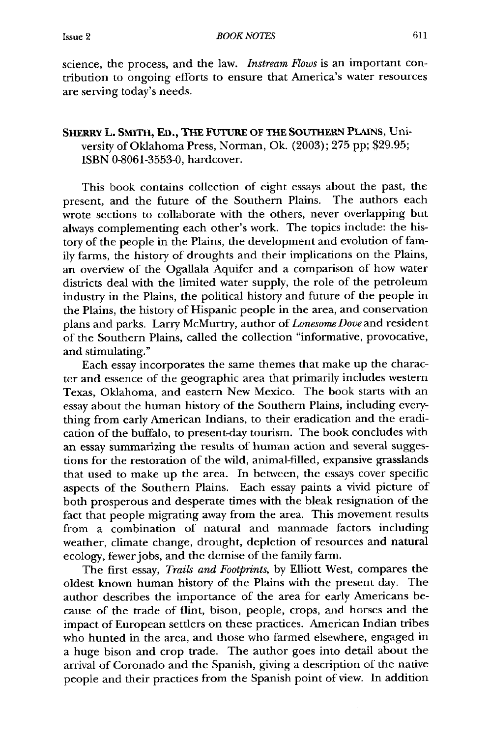science, the process, and the law. *Instream Flows* is an important contribution to ongoing efforts to ensure that America's water resources are serving today's needs.

**SHERRY L. SMITH, ED., THE FUTURE OF THE SOUTHERN PLAINS**, University of Oklahoma Press, Norman, Ok. (2003); 275 pp; $29.95; ISBN 0-8061-3553-0, hardcover.

This book contains collection of eight essays about the past, the present, and the future of the Southern Plains. The authors each wrote sections to collaborate with the others, never overlapping but always complementing each other's work. The topics include: the history of the people in the Plains, the development and evolution of family farms, the history of droughts and their implications on the Plains, an overview of the Ogallala Aquifer and a comparison of how water districts deal with the limited water supply, the role of the petroleum industry in the Plains, the political history and future of the people in the Plains, the history of Hispanic people in the area, and conservation plans and parks. Larry McMurtry, author of *Lonesome Dove* and resident of the Southern Plains, called the collection "informative, provocative, and stimulating."

Each essay incorporates the same themes that make up the character and essence of the geographic area that primarily includes western Texas, Oklahoma, and eastern New Mexico. The book starts with an essay about the human history of the Southern Plains, including everything from early American Indians, to their eradication and the eradication of the buffalo, to present-day tourism. The book concludes with an essay summarizing the results of human action and several suggestions for the restoration of the wild, animal-filled, expansive grasslands that used to make up the area. In between, the essays cover specific aspects of the Southern Plains. Each essay paints a vivid picture of both prosperous and desperate times with the bleak resignation of the fact that people migrating away from the area. This movement results from a combination of natural and manmade factors including weather, climate change, drought, depletion of resources and natural ecology, fewer jobs, and the demise of the family farm.

The first essay, *Trails and Footprints*, by Elliott West, compares the oldest known human history of the Plains with the present day. The author describes the importance of the area for early Americans because of the trade of flint, bison, people, crops, and horses and the impact of European settlers on these practices. American Indian tribes who hunted in the area, and those who farmed elsewhere, engaged in a huge bison and crop trade. The author goes into detail about the arrival of Coronado and the Spanish, giving a description of the native people and their practices from the Spanish point of view. In addition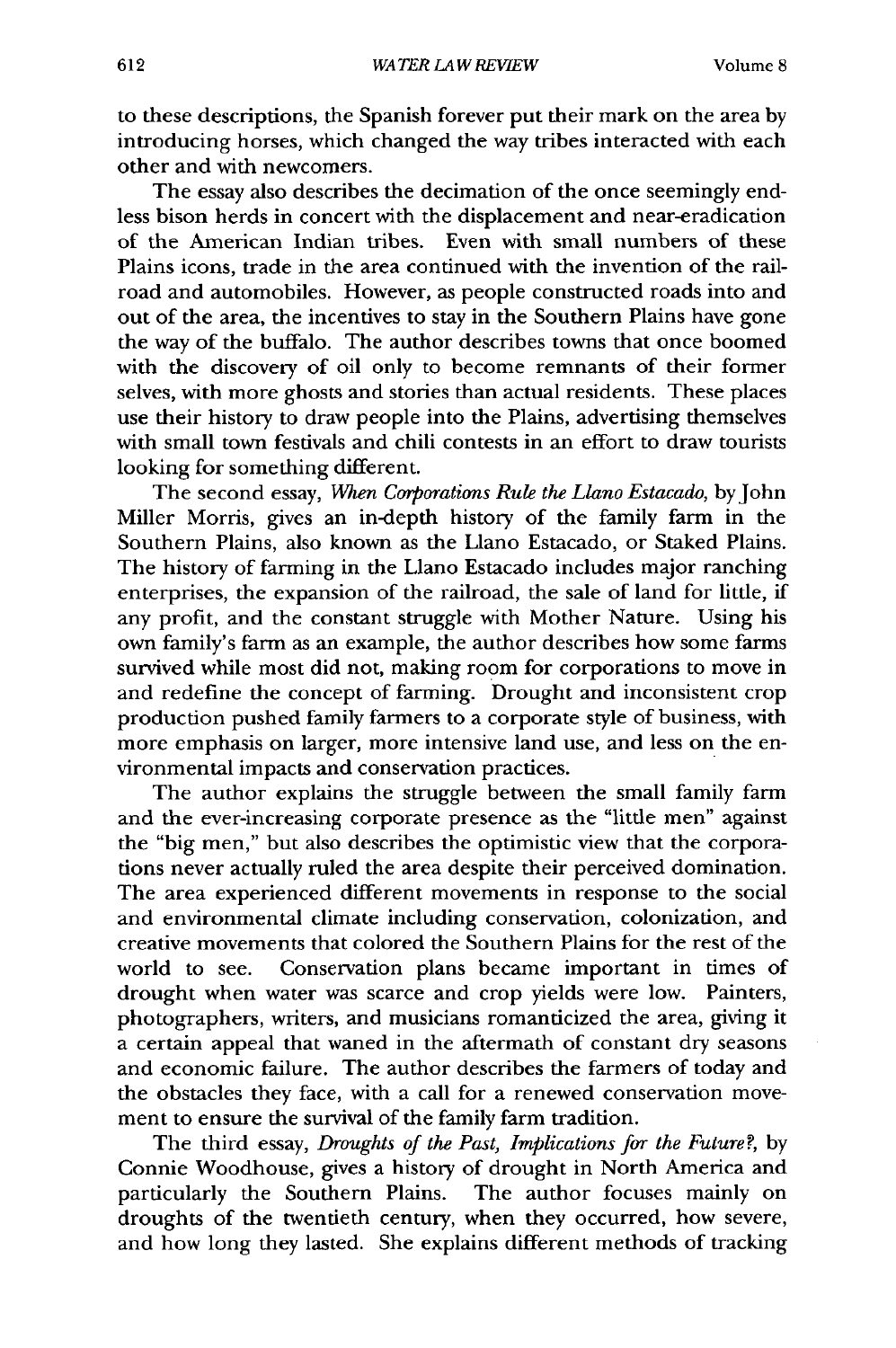to these descriptions, the Spanish forever put their mark on the area by introducing horses, which changed the way tribes interacted with each other and with newcomers.

The essay also describes the decimation of the once seemingly endless bison herds in concert with the displacement and near-eradication of the American Indian tribes. Even with small numbers of these Plains icons, trade in the area continued with the invention of the railroad and automobiles. However, as people constructed roads into and out of the area, the incentives to stay in the Southern Plains have gone the way of the buffalo. The author describes towns that once boomed with the discovery of oil only to become remnants of their former selves, with more ghosts and stories than actual residents. These places use their history to draw people into the Plains, advertising themselves with small town festivals and chili contests in an effort to draw tourists looking for something different.

The second essay, *When Corporations Rule the Llano Estacado*, by John Miller Morris, gives an in-depth history of the family farm in the Southern Plains, also known as the Llano Estacado, or Staked Plains. The history of farming in the Llano Estacado includes major ranching enterprises, the expansion of the railroad, the sale of land for little, if any profit, and the constant struggle with Mother Nature. Using his own family's farm as an example, the author describes how some farms survived while most did not, making room for corporations to move in and redefine the concept of farming. Drought and inconsistent crop production pushed family farmers to a corporate style of business, with more emphasis on larger, more intensive land use, and less on the environmental impacts and conservation practices.

The author explains the struggle between the small family farm and the ever-increasing corporate presence as the "little men" against the "big men," but also describes the optimistic view that the corporations never actually ruled the area despite their perceived domination. The area experienced different movements in response to the social and environmental climate including conservation, colonization, and creative movements that colored the Southern Plains for the rest of the world to see. Conservation plans became important in times of drought when water was scarce and crop yields were low. Painters, photographers, writers, and musicians romanticized the area, giving it a certain appeal that waned in the aftermath of constant dry seasons and economic failure. The author describes the farmers of today and the obstacles they face, with a call for a renewed conservation movement to ensure the survival of the family farm tradition.

The third essay, *Droughts of the Past, Implications for the Future?*, by Connie Woodhouse, gives a history of drought in North America and particularly the Southern Plains. The author focuses mainly on droughts of the twentieth century, when they occurred, how severe, and how long they lasted. She explains different methods of tracking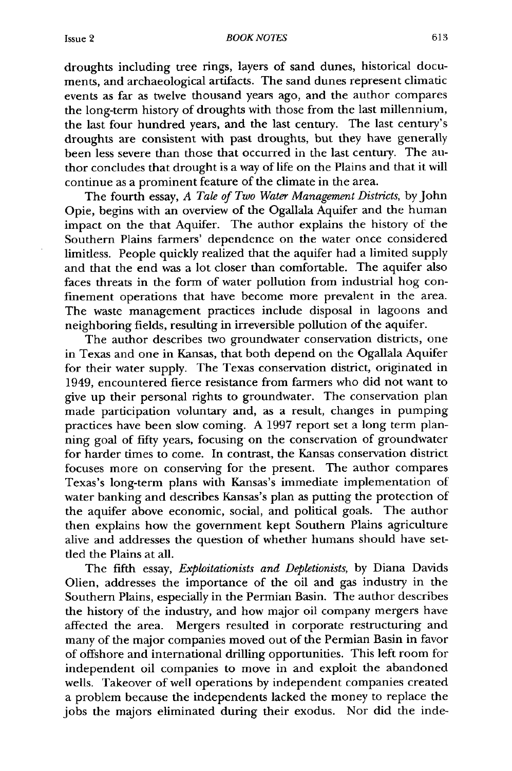droughts including tree rings, layers of sand dunes, historical documents, and archaeological artifacts. The sand dunes represent climatic events as far as twelve thousand years ago, and the author compares the long-term history of droughts with those from the last millennium, the last four hundred years, and the last century. The last century's droughts are consistent with past droughts, but they have generally been less severe than those that occurred in the last century. The author concludes that drought is a way of life on the Plains and that it will continue as a prominent feature of the climate in the area.

The fourth essay, *A Tale of Two Water Management Districts*, by John Opie, begins with an overview of the Ogallala Aquifer and the human impact on the that Aquifer. The author explains the history of the Southern Plains farmers' dependence on the water once considered limitless. People quickly realized that the aquifer had a limited supply and that the end was a lot closer than comfortable. The aquifer also faces threats in the form of water pollution from industrial hog confinement operations that have become more prevalent in the area. The waste management practices include disposal in lagoons and neighboring fields, resulting in irreversible pollution of the aquifer.

The author describes two groundwater conservation districts, one in Texas and one in Kansas, that both depend on the Ogallala Aquifer for their water supply. The Texas conservation district, originated in 1949, encountered fierce resistance from farmers who did not want to give up their personal rights to groundwater. The conservation plan made participation voluntary and, as a result, changes in pumping practices have been slow coming. A 1997 report set a long term planning goal of fifty years, focusing on the conservation of groundwater for harder times to come. In contrast, the Kansas conservation district focuses more on conserving for the present. The author compares Texas's long-term plans with Kansas's immediate implementation of water banking and describes Kansas's plan as putting the protection of the aquifer above economic, social, and political goals. The author then explains how the government kept Southern Plains agriculture alive and addresses the question of whether humans should have settled the Plains at all.

The fifth essay, *Exploitationists and Depletionists*, by Diana Davids Olien, addresses the importance of the oil and gas industry in the Southern Plains, especially in the Permian Basin. The author describes the history of the industry, and how major oil company mergers have affected the area. Mergers resulted in corporate restructuring and many of the major companies moved out of the Permian Basin in favor of offshore and international drilling opportunities. This left room for independent oil companies to move in and exploit the abandoned wells. Takeover of well operations by independent companies created a problem because the independents lacked the money to replace the jobs the majors eliminated during their exodus. Nor did the inde-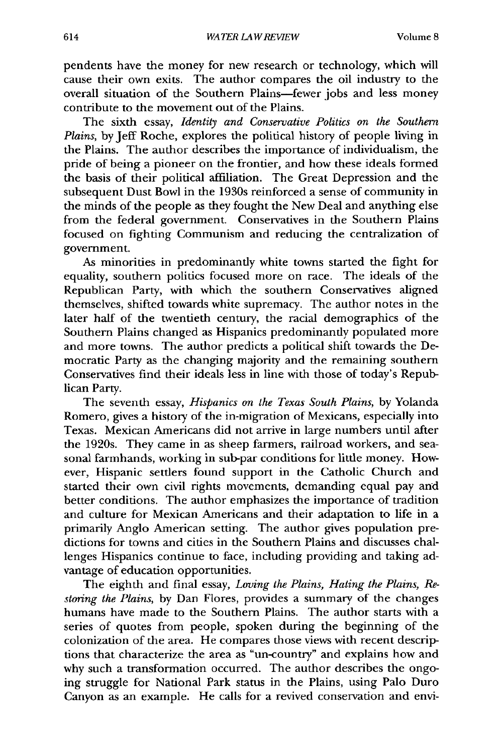pendents have the money for new research or technology, which will cause their own exits. The author compares the oil industry to the overall situation of the Southern Plains—fewer jobs and less money contribute to the movement out of the Plains.

The sixth essay, *Identity and Conservative Politics on the Southern Plains*, by Jeff Roche, explores the political history of people living in the Plains. The author describes the importance of individualism, the pride of being a pioneer on the frontier, and how these ideals formed the basis of their political affiliation. The Great Depression and the subsequent Dust Bowl in the 1930s reinforced a sense of community in the minds of the people as they fought the New Deal and anything else from the federal government. Conservatives in the Southern Plains focused on fighting Communism and reducing the centralization of government.

As minorities in predominantly white towns started the fight for equality, southern politics focused more on race. The ideals of the Republican Party, with which the southern Conservatives aligned themselves, shifted towards white supremacy. The author notes in the later half of the twentieth century, the racial demographics of the Southern Plains changed as Hispanics predominantly populated more and more towns. The author predicts a political shift towards the Democratic Party as the changing majority and the remaining southern Conservatives find their ideals less in line with those of today's Republican Party.

The seventh essay, *Hispanics on the Texas South Plains*, by Yolanda Romero, gives a history of the in-migration of Mexicans, especially into Texas. Mexican Americans did not arrive in large numbers until after the 1920s. They came in as sheep farmers, railroad workers, and seasonal farmhands, working in sub-par conditions for little money. However, Hispanic settlers found support in the Catholic Church and started their own civil rights movements, demanding equal pay and better conditions. The author emphasizes the importance of tradition and culture for Mexican Americans and their adaptation to life in a primarily Anglo American setting. The author gives population predictions for towns and cities in the Southern Plains and discusses challenges Hispanics continue to face, including providing and taking advantage of education opportunities.

The eighth and final essay, *Loving the Plains, Hating the Plains, Restoring the Plains*, by Dan Flores, provides a summary of the changes humans have made to the Southern Plains. The author starts with a series of quotes from people, spoken during the beginning of the colonization of the area. He compares those views with recent descriptions that characterize the area as "un-country" and explains how and why such a transformation occurred. The author describes the ongoing struggle for National Park status in the Plains, using Palo Duro Canyon as an example. He calls for a revived conservation and envi-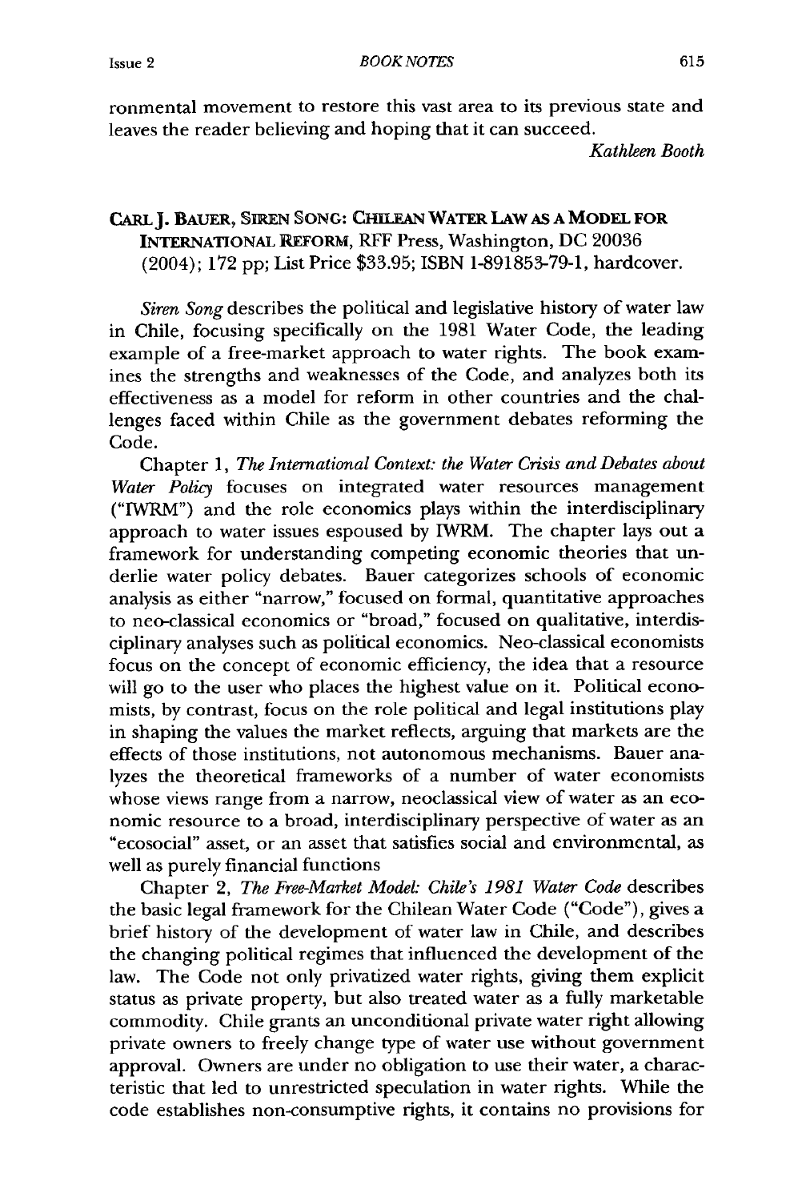ronmental movement to restore this vast area to its previous state and leaves the reader believing and hoping that it can succeed.

*Kathleen Booth*

**CARL J. BAUER, SIREN SONG: CHILEAN WATER LAW AS A MODEL FOR INTERNATIONAL REFORM**, RFF Press, Washington, DC 20036 (2004); 172 pp; List Price $33.95; ISBN 1-891853-79-1, hardcover.

*Siren Song* describes the political and legislative history of water law in Chile, focusing specifically on the 1981 Water Code, the leading example of a free-market approach to water rights. The book examines the strengths and weaknesses of the Code, and analyzes both its effectiveness as a model for reform in other countries and the challenges faced within Chile as the government debates reforming the Code.

Chapter 1, *The International Context: the Water Crisis and Debates about Water Policy* focuses on integrated water resources management ("IWRM") and the role economics plays within the interdisciplinary approach to water issues espoused by IWRM. The chapter lays out a framework for understanding competing economic theories that underlie water policy debates. Bauer categorizes schools of economic analysis as either "narrow," focused on formal, quantitative approaches to neo-classical economics or "broad," focused on qualitative, interdisciplinary analyses such as political economics. Neo-classical economists focus on the concept of economic efficiency, the idea that a resource will go to the user who places the highest value on it. Political economists, by contrast, focus on the role political and legal institutions play in shaping the values the market reflects, arguing that markets are the effects of those institutions, not autonomous mechanisms. Bauer analyzes the theoretical frameworks of a number of water economists whose views range from a narrow, neoclassical view of water as an economic resource to a broad, interdisciplinary perspective of water as an "ecosocial" asset, or an asset that satisfies social and environmental, as well as purely financial functions

Chapter 2, *The Free-Market Model: Chile's 1981 Water Code* describes the basic legal framework for the Chilean Water Code ("Code"), gives a brief history of the development of water law in Chile, and describes the changing political regimes that influenced the development of the law. The Code not only privatized water rights, giving them explicit status as private property, but also treated water as a fully marketable commodity. Chile grants an unconditional private water right allowing private owners to freely change type of water use without government approval. Owners are under no obligation to use their water, a characteristic that led to unrestricted speculation in water rights. While the code establishes non-consumptive rights, it contains no provisions for